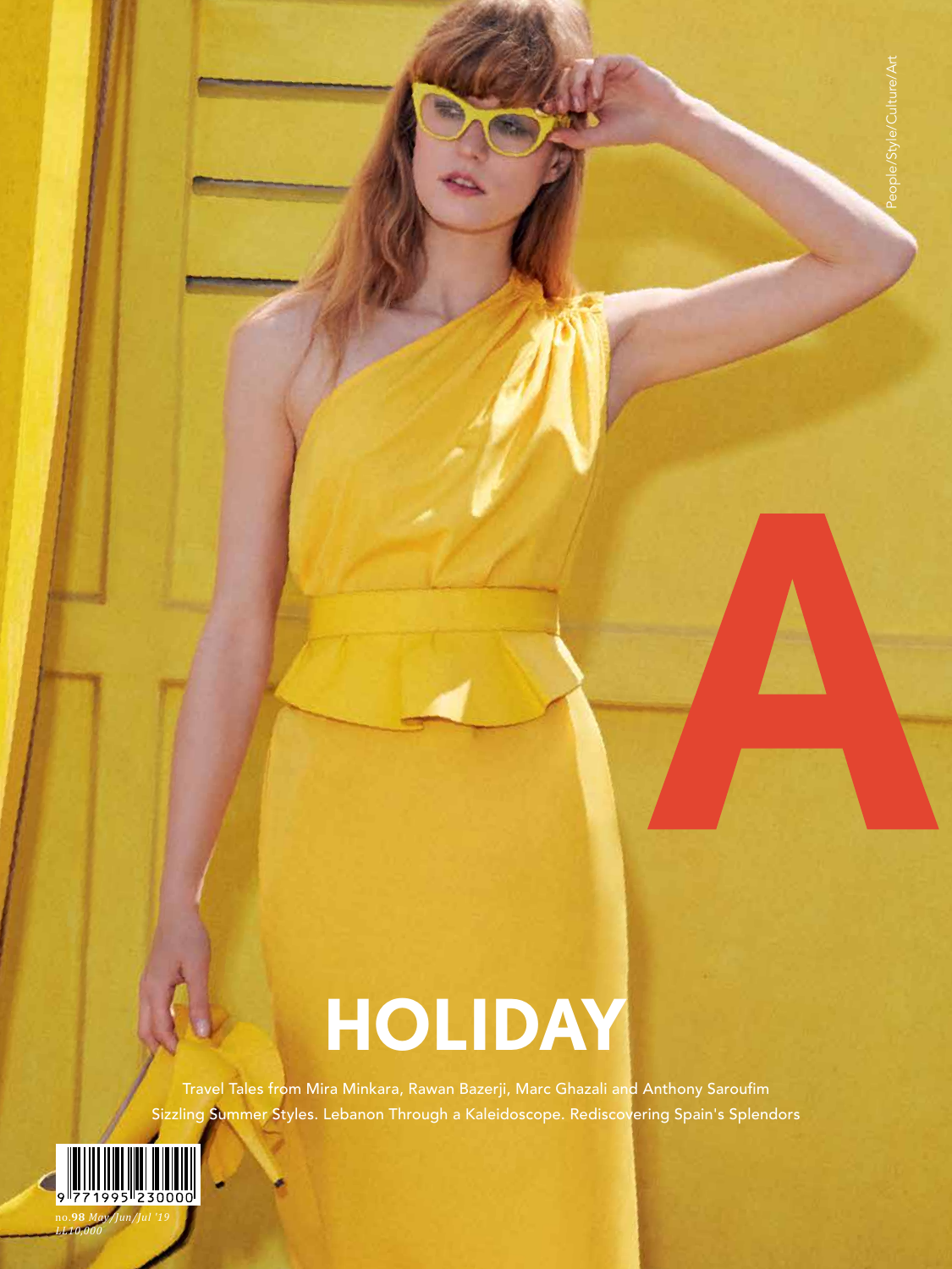People/Style/Culture/Art

# A

## HOLIDAY

Travel Tales from Mira Minkara, Rawan Bazerji, Marc Ghazali and Anthony Saroufim

Sizzling Summer Styles. Lebanon Through a Kaleidoscope. Rediscovering Spain's Splendors

9 771995 230000

no.**98** *May/Jun/Jul '19*

*LL10,000*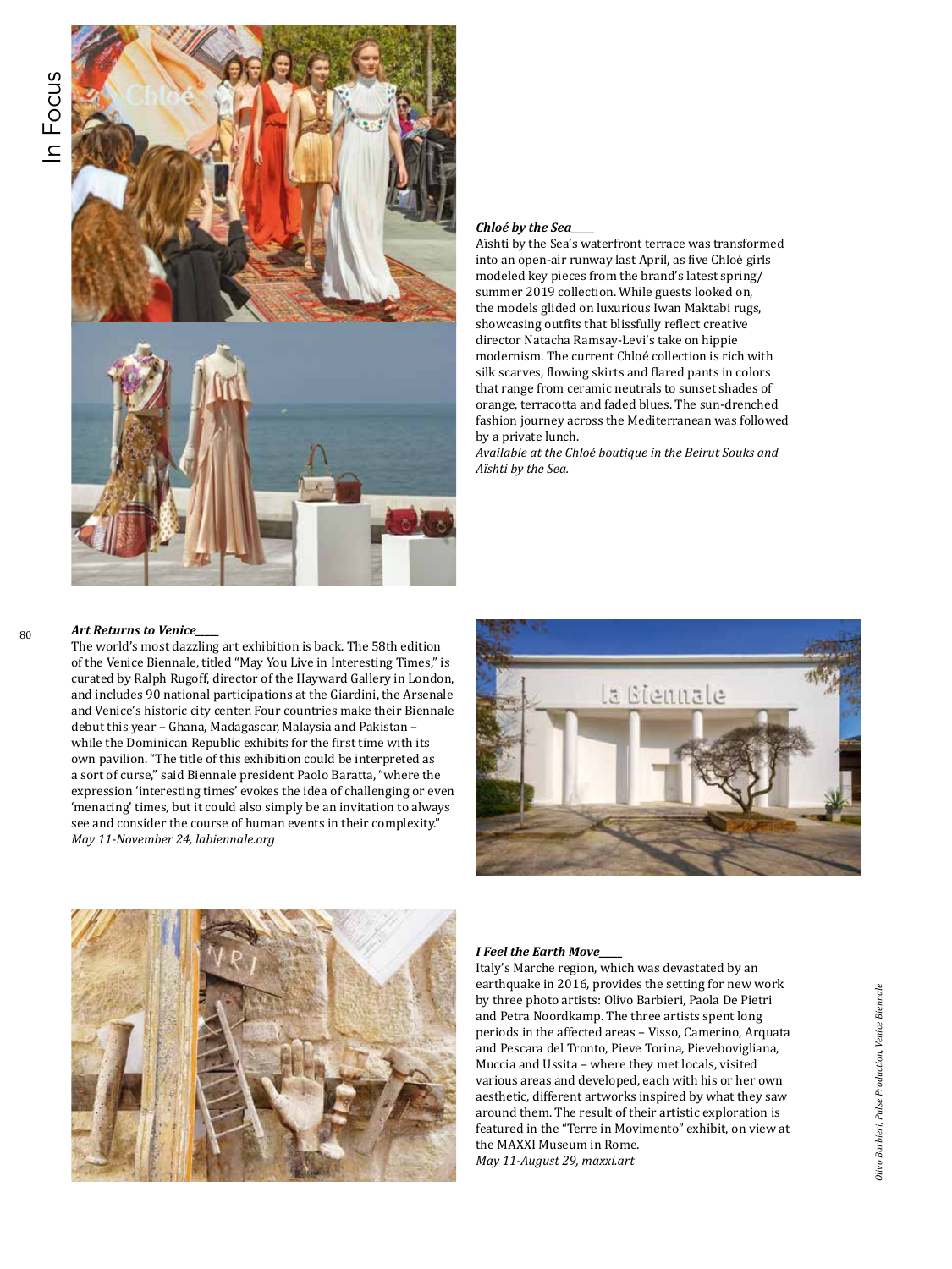### *Chloé by the Sea*

Aïshti by the Sea's waterfront terrace was transformed into an open-air runway last April, as five Chloé girls modeled key pieces from the brand's latest spring/summer 2019 collection. While guests looked on, the models glided on luxurious Iwan Maktabi rugs, showcasing outfits that blissfully reflect creative director Natacha Ramsay-Levi's take on hippie modernism. The current Chloé collection is rich with silk scarves, flowing skirts and flared pants in colors that range from ceramic neutrals to sunset shades of orange, terracotta and faded blues. The sun-drenched fashion journey across the Mediterranean was followed by a private lunch.

*Available at the Chloé boutique in the Beirut Souks and Aïshti by the Sea.*

### *Art Returns to Venice*

The world's most dazzling art exhibition is back. The 58th edition of the Venice Biennale, titled "May You Live in Interesting Times," is curated by Ralph Rugoff, director of the Hayward Gallery in London, and includes 90 national participations at the Giardini, the Arsenale and Venice's historic city center. Four countries make their Biennale debut this year – Ghana, Madagascar, Malaysia and Pakistan – while the Dominican Republic exhibits for the first time with its own pavilion. "The title of this exhibition could be interpreted as a sort of curse," said Biennale president Paolo Baratta, "where the expression 'interesting times' evokes the idea of challenging or even 'menacing' times, but it could also simply be an invitation to always see and consider the course of human events in their complexity."

*May 11-November 24, labiennale.org*

### *I Feel the Earth Move*

Italy's Marche region, which was devastated by an earthquake in 2016, provides the setting for new work by three photo artists: Olivo Barbieri, Paola De Pietri and Petra Noordkamp. The three artists spent long periods in the affected areas – Visso, Camerino, Arquata and Pescara del Tronto, Pieve Torina, Pievebovigliana, Muccia and Ussita – where they met locals, visited various areas and developed, each with his or her own aesthetic, different artworks inspired by what they saw around them. The result of their artistic exploration is featured in the "Terre in Movimento" exhibit, on view at the MAXXI Museum in Rome.

*May 11-August 29, maxxi.art*

*Olivo Barbieri, Pulse Production, Venice Biennale*